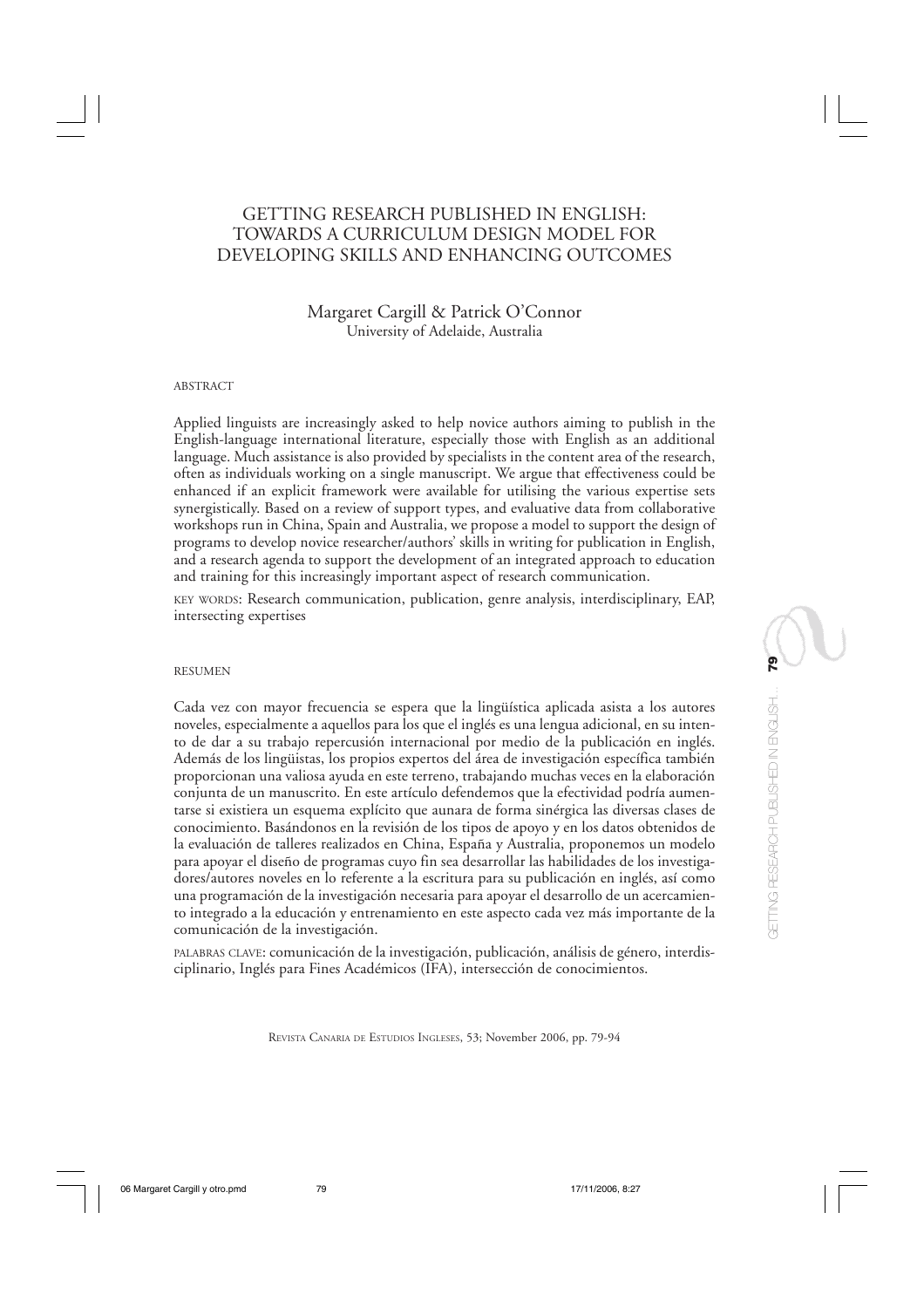# GETTING RESEARCH PUBLISHED IN ENGLISH: TOWARDS A CURRICULUM DESIGN MODEL FOR DEVELOPING SKILLS AND ENHANCING OUTCOMES

Margaret Cargill & Patrick O'Connor
University of Adelaide, Australia

## ABSTRACT

Applied linguists are increasingly asked to help novice authors aiming to publish in the English-language international literature, especially those with English as an additional language. Much assistance is also provided by specialists in the content area of the research, often as individuals working on a single manuscript. We argue that effectiveness could be enhanced if an explicit framework were available for utilising the various expertise sets synergistically. Based on a review of support types, and evaluative data from collaborative workshops run in China, Spain and Australia, we propose a model to support the design of programs to develop novice researcher/authors' skills in writing for publication in English, and a research agenda to support the development of an integrated approach to education and training for this increasingly important aspect of research communication.

KEY WORDS: Research communication, publication, genre analysis, interdisciplinary, EAP, intersecting expertises

## RESUMEN

Cada vez con mayor frecuencia se espera que la lingüística aplicada asista a los autores noveles, especialmente a aquellos para los que el inglés es una lengua adicional, en su intento de dar a su trabajo repercusión internacional por medio de la publicación en inglés. Además de los lingüistas, los propios expertos del área de investigación específica también proporcionan una valiosa ayuda en este terreno, trabajando muchas veces en la elaboración conjunta de un manuscrito. En este artículo defendemos que la efectividad podría aumentarse si existiera un esquema explícito que aunara de forma sinérgica las diversas clases de conocimiento. Basándonos en la revisión de los tipos de apoyo y en los datos obtenidos de la evaluación de talleres realizados en China, España y Australia, proponemos un modelo para apoyar el diseño de programas cuyo fin sea desarrollar las habilidades de los investigadores/autores noveles en lo referente a la escritura para su publicación en inglés, así como una programación de la investigación necesaria para apoyar el desarrollo de un acercamiento integrado a la educación y entrenamiento en este aspecto cada vez más importante de la comunicación de la investigación.

PALABRAS CLAVE: comunicación de la investigación, publicación, análisis de género, interdisciplinario, Inglés para Fines Académicos (IFA), intersección de conocimientos.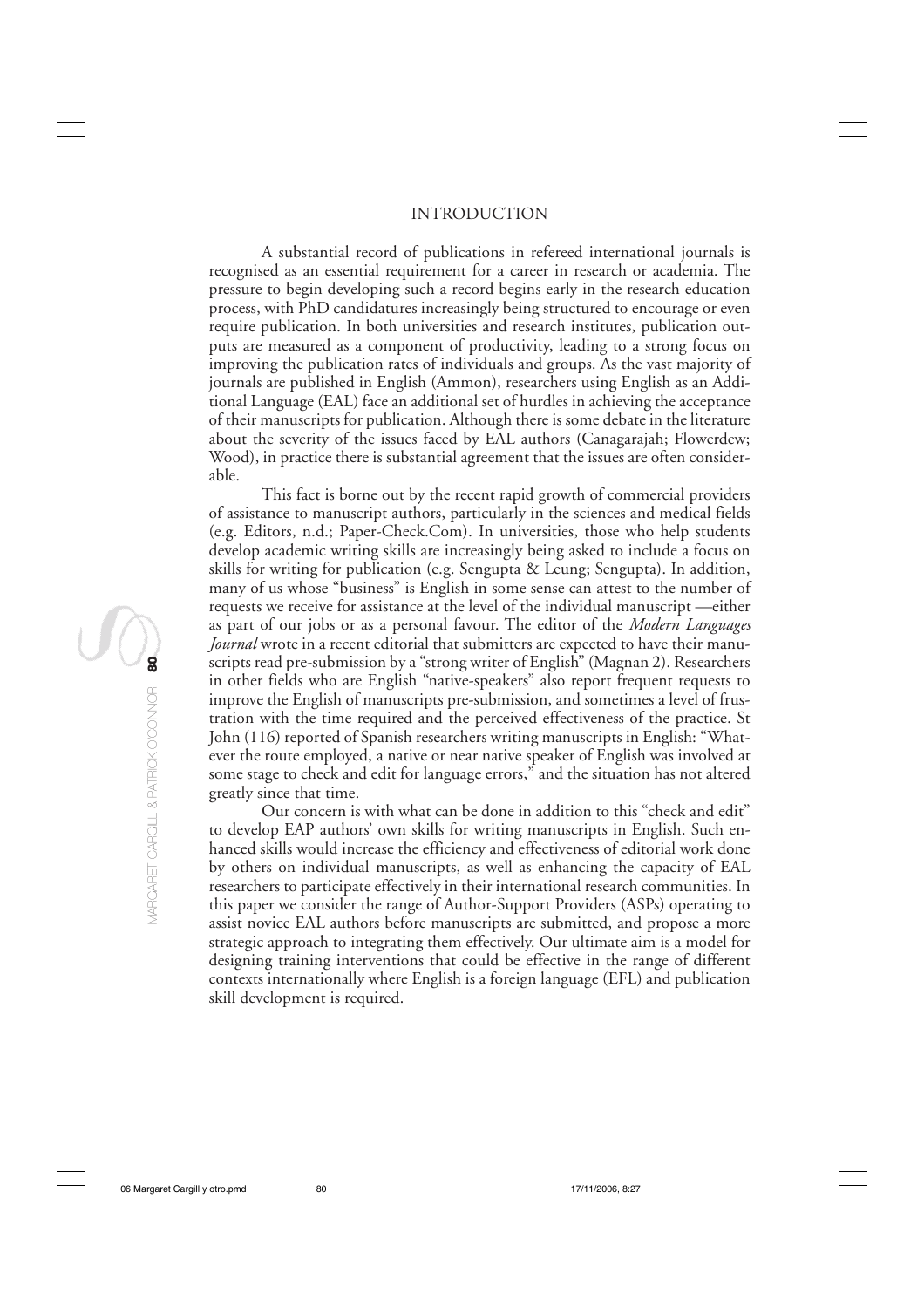## INTRODUCTION

A substantial record of publications in refereed international journals is recognised as an essential requirement for a career in research or academia. The pressure to begin developing such a record begins early in the research education process, with PhD candidatures increasingly being structured to encourage or even require publication. In both universities and research institutes, publication outputs are measured as a component of productivity, leading to a strong focus on improving the publication rates of individuals and groups. As the vast majority of journals are published in English (Ammon), researchers using English as an Additional Language (EAL) face an additional set of hurdles in achieving the acceptance of their manuscripts for publication. Although there is some debate in the literature about the severity of the issues faced by EAL authors (Canagarajah; Flowerdew; Wood), in practice there is substantial agreement that the issues are often considerable.

This fact is borne out by the recent rapid growth of commercial providers of assistance to manuscript authors, particularly in the sciences and medical fields (e.g. Editors, n.d.; Paper-Check.Com). In universities, those who help students develop academic writing skills are increasingly being asked to include a focus on skills for writing for publication (e.g. Sengupta & Leung; Sengupta). In addition, many of us whose "business" is English in some sense can attest to the number of requests we receive for assistance at the level of the individual manuscript —either as part of our jobs or as a personal favour. The editor of the *Modern Languages Journal* wrote in a recent editorial that submitters are expected to have their manuscripts read pre-submission by a "strong writer of English" (Magnan 2). Researchers in other fields who are English "native-speakers" also report frequent requests to improve the English of manuscripts pre-submission, and sometimes a level of frustration with the time required and the perceived effectiveness of the practice. St John (116) reported of Spanish researchers writing manuscripts in English: "Whatever the route employed, a native or near native speaker of English was involved at some stage to check and edit for language errors," and the situation has not altered greatly since that time.

Our concern is with what can be done in addition to this "check and edit" to develop EAP authors' own skills for writing manuscripts in English. Such enhanced skills would increase the efficiency and effectiveness of editorial work done by others on individual manuscripts, as well as enhancing the capacity of EAL researchers to participate effectively in their international research communities. In this paper we consider the range of Author-Support Providers (ASPs) operating to assist novice EAL authors before manuscripts are submitted, and propose a more strategic approach to integrating them effectively. Our ultimate aim is a model for designing training interventions that could be effective in the range of different contexts internationally where English is a foreign language (EFL) and publication skill development is required.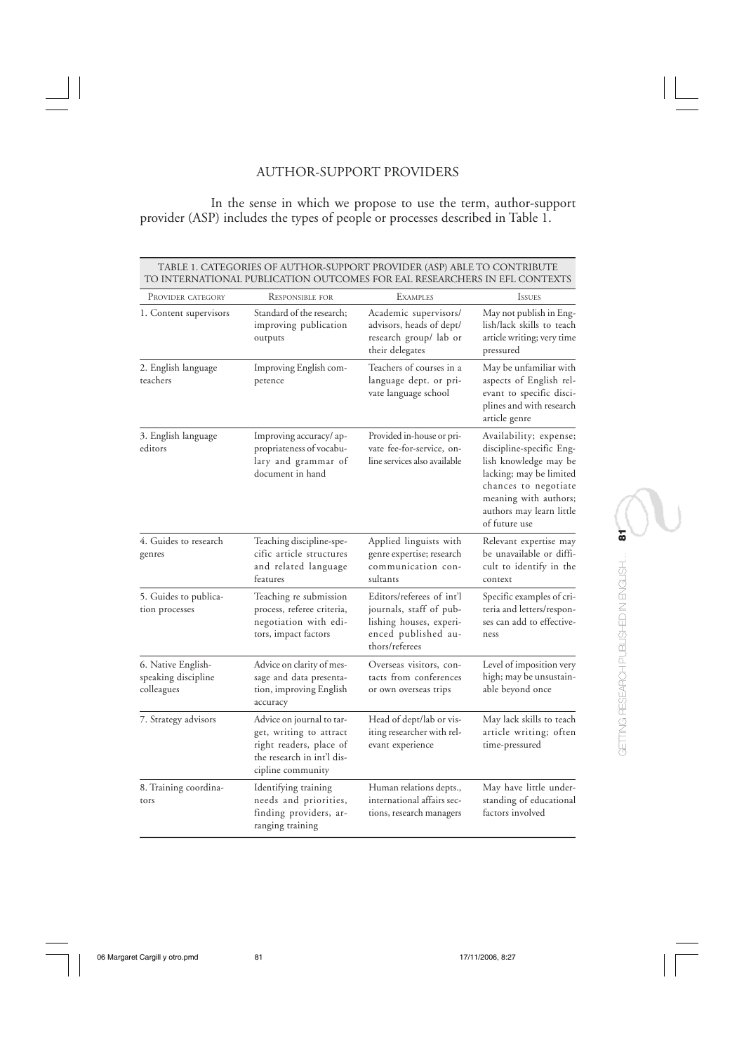## AUTHOR-SUPPORT PROVIDERS

In the sense in which we propose to use the term, author-support provider (ASP) includes the types of people or processes described in Table 1.

TABLE 1. CATEGORIES OF AUTHOR-SUPPORT PROVIDER (ASP) ABLE TO CONTRIBUTE TO INTERNATIONAL PUBLICATION OUTCOMES FOR EAL RESEARCHERS IN EFL CONTEXTS

| Provider category | Responsible for | Examples | Issues |
|---|---|---|---|
| 1. Content supervisors | Standard of the research; improving publication outputs | Academic supervisors/ advisors, heads of dept/ research group/ lab or their delegates | May not publish in English/lack skills to teach article writing; very time pressured |
| 2. English language teachers | Improving English competence | Teachers of courses in a language dept. or private language school | May be unfamiliar with aspects of English relevant to specific disciplines and with research article genre |
| 3. English language editors | Improving accuracy/ appropriateness of vocabulary and grammar of document in hand | Provided in-house or private fee-for-service, online services also available | Availability; expense; discipline-specific English knowledge may be lacking; may be limited chances to negotiate meaning with authors; authors may learn little of future use |
| 4. Guides to research genres | Teaching discipline-specific article structures and related language features | Applied linguists with genre expertise; research communication consultants | Relevant expertise may be unavailable or difficult to identify in the context |
| 5. Guides to publication processes | Teaching re submission process, referee criteria, negotiation with editors, impact factors | Editors/referees of int'l journals, staff of publishing houses, experienced published authors/referees | Specific examples of criteria and letters/responses can add to effectiveness |
| 6. Native English-speaking discipline colleagues | Advice on clarity of message and data presentation, improving English accuracy | Overseas visitors, contacts from conferences or own overseas trips | Level of imposition very high; may be unsustainable beyond once |
| 7. Strategy advisors | Advice on journal to target, writing to attract right readers, place of the research in int'l discipline community | Head of dept/lab or visiting researcher with relevant experience | May lack skills to teach article writing; often time-pressured |
| 8. Training coordinators | Identifying training needs and priorities, finding providers, arranging training | Human relations depts., international affairs sections, research managers | May have little understanding of educational factors involved |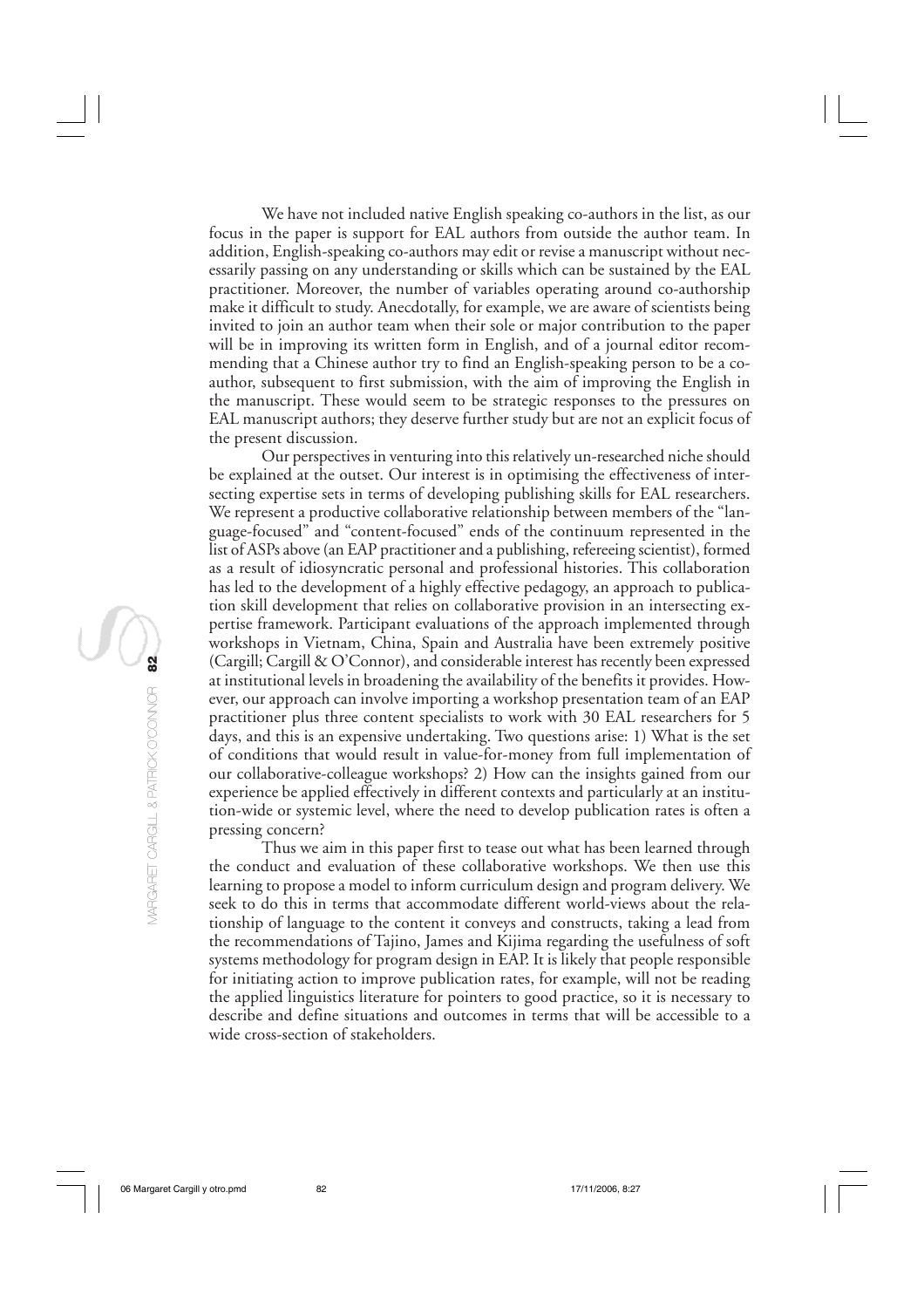We have not included native English speaking co-authors in the list, as our focus in the paper is support for EAL authors from outside the author team. In addition, English-speaking co-authors may edit or revise a manuscript without necessarily passing on any understanding or skills which can be sustained by the EAL practitioner. Moreover, the number of variables operating around co-authorship make it difficult to study. Anecdotally, for example, we are aware of scientists being invited to join an author team when their sole or major contribution to the paper will be in improving its written form in English, and of a journal editor recommending that a Chinese author try to find an English-speaking person to be a co-author, subsequent to first submission, with the aim of improving the English in the manuscript. These would seem to be strategic responses to the pressures on EAL manuscript authors; they deserve further study but are not an explicit focus of the present discussion.

Our perspectives in venturing into this relatively un-researched niche should be explained at the outset. Our interest is in optimising the effectiveness of intersecting expertise sets in terms of developing publishing skills for EAL researchers. We represent a productive collaborative relationship between members of the "language-focused" and "content-focused" ends of the continuum represented in the list of ASPs above (an EAP practitioner and a publishing, refereeing scientist), formed as a result of idiosyncratic personal and professional histories. This collaboration has led to the development of a highly effective pedagogy, an approach to publication skill development that relies on collaborative provision in an intersecting expertise framework. Participant evaluations of the approach implemented through workshops in Vietnam, China, Spain and Australia have been extremely positive (Cargill; Cargill & O'Connor), and considerable interest has recently been expressed at institutional levels in broadening the availability of the benefits it provides. However, our approach can involve importing a workshop presentation team of an EAP practitioner plus three content specialists to work with 30 EAL researchers for 5 days, and this is an expensive undertaking. Two questions arise: 1) What is the set of conditions that would result in value-for-money from full implementation of our collaborative-colleague workshops? 2) How can the insights gained from our experience be applied effectively in different contexts and particularly at an institution-wide or systemic level, where the need to develop publication rates is often a pressing concern?

Thus we aim in this paper first to tease out what has been learned through the conduct and evaluation of these collaborative workshops. We then use this learning to propose a model to inform curriculum design and program delivery. We seek to do this in terms that accommodate different world-views about the relationship of language to the content it conveys and constructs, taking a lead from the recommendations of Tajino, James and Kijima regarding the usefulness of soft systems methodology for program design in EAP. It is likely that people responsible for initiating action to improve publication rates, for example, will not be reading the applied linguistics literature for pointers to good practice, so it is necessary to describe and define situations and outcomes in terms that will be accessible to a wide cross-section of stakeholders.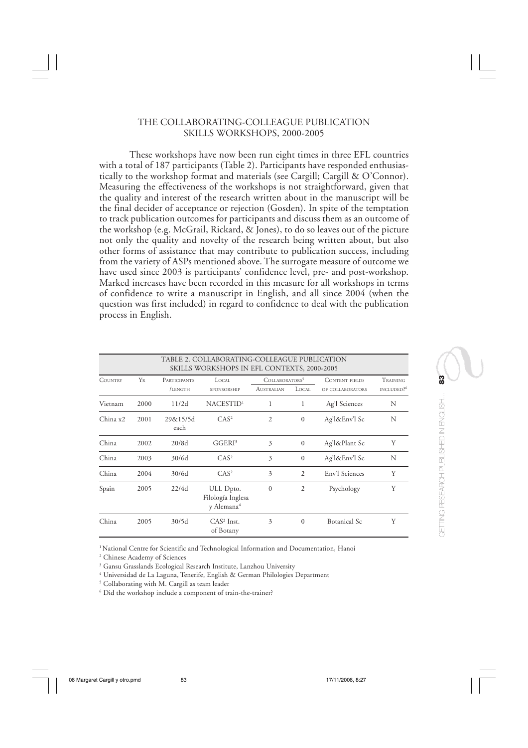## THE COLLABORATING-COLLEAGUE PUBLICATION SKILLS WORKSHOPS, 2000-2005

These workshops have now been run eight times in three EFL countries with a total of 187 participants (Table 2). Participants have responded enthusiastically to the workshop format and materials (see Cargill; Cargill & O'Connor). Measuring the effectiveness of the workshops is not straightforward, given that the quality and interest of the research written about in the manuscript will be the final decider of acceptance or rejection (Gosden). In spite of the temptation to track publication outcomes for participants and discuss them as an outcome of the workshop (e.g. McGrail, Rickard, & Jones), to do so leaves out of the picture not only the quality and novelty of the research being written about, but also other forms of assistance that may contribute to publication success, including from the variety of ASPs mentioned above. The surrogate measure of outcome we have used since 2003 is participants' confidence level, pre- and post-workshop. Marked increases have been recorded in this measure for all workshops in terms of confidence to write a manuscript in English, and all since 2004 (when the question was first included) in regard to confidence to deal with the publication process in English.

TABLE 2. COLLABORATING-COLLEAGUE PUBLICATION SKILLS WORKSHOPS IN EFL CONTEXTS, 2000-2005

| COUNTRY | YR | PARTICIPANTS /LENGTH | LOCAL SPONSORSHIP | COLLABORATORS[5] | | CONTENT FIELDS OF COLLABORATORS | TRAINING INCLUDED?[6] |
|---|---|---|---|---|---|---|---|
| | | | | AUSTRALIAN | LOCAL | | |
| Vietnam | 2000 | 11/2d | NACESTID[1] | 1 | 1 | Ag'l Sciences | N |
| China x2 | 2001 | 29&15/5d each | CAS[2] | 2 | 0 | Ag'l&Env'l Sc | N |
| China | 2002 | 20/8d | GGERI[3] | 3 | 0 | Ag'l&Plant Sc | Y |
| China | 2003 | 30/6d | CAS[2] | 3 | 0 | Ag'l&Env'l Sc | N |
| China | 2004 | 30/6d | CAS[2] | 3 | 2 | Env'l Sciences | Y |
| Spain | 2005 | 22/4d | ULL Dpto. Filología Inglesa y Alemana[4] | 0 | 2 | Psychology | Y |
| China | 2005 | 30/5d | CAS[2] Inst. of Botany | 3 | 0 | Botanical Sc | Y |

[1] National Centre for Scientific and Technological Information and Documentation, Hanoi

[2] Chinese Academy of Sciences

[3] Gansu Grasslands Ecological Research Institute, Lanzhou University

[4] Universidad de La Laguna, Tenerife, English & German Philologies Department

[5] Collaborating with M. Cargill as team leader

[6] Did the workshop include a component of train-the-trainer?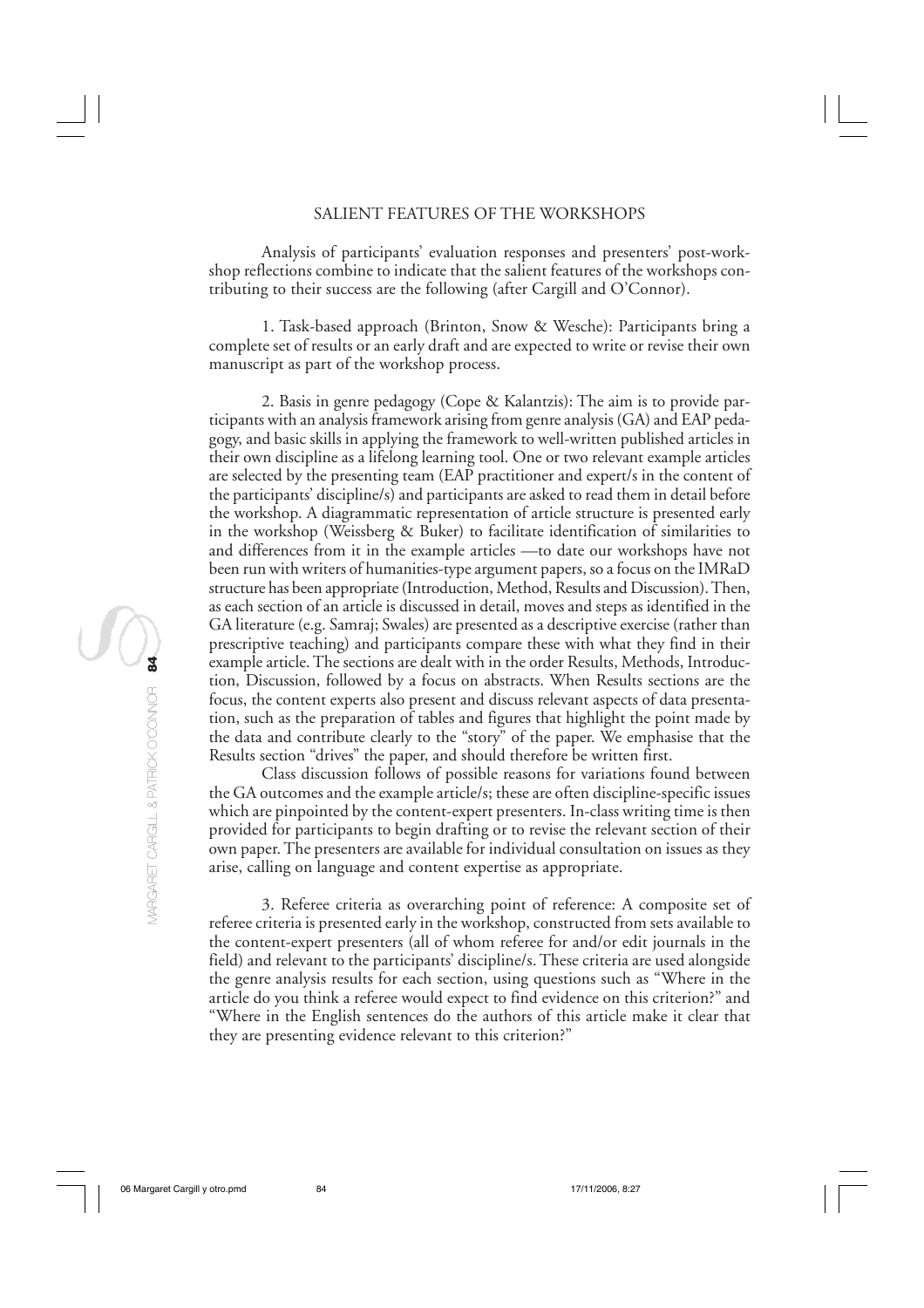## SALIENT FEATURES OF THE WORKSHOPS

Analysis of participants' evaluation responses and presenters' post-workshop reflections combine to indicate that the salient features of the workshops contributing to their success are the following (after Cargill and O'Connor).

1. Task-based approach (Brinton, Snow & Wesche): Participants bring a complete set of results or an early draft and are expected to write or revise their own manuscript as part of the workshop process.

2. Basis in genre pedagogy (Cope & Kalantzis): The aim is to provide participants with an analysis framework arising from genre analysis (GA) and EAP pedagogy, and basic skills in applying the framework to well-written published articles in their own discipline as a lifelong learning tool. One or two relevant example articles are selected by the presenting team (EAP practitioner and expert/s in the content of the participants' discipline/s) and participants are asked to read them in detail before the workshop. A diagrammatic representation of article structure is presented early in the workshop (Weissberg & Buker) to facilitate identification of similarities to and differences from it in the example articles —to date our workshops have not been run with writers of humanities-type argument papers, so a focus on the IMRaD structure has been appropriate (Introduction, Method, Results and Discussion). Then, as each section of an article is discussed in detail, moves and steps as identified in the GA literature (e.g. Samraj; Swales) are presented as a descriptive exercise (rather than prescriptive teaching) and participants compare these with what they find in their example article. The sections are dealt with in the order Results, Methods, Introduction, Discussion, followed by a focus on abstracts. When Results sections are the focus, the content experts also present and discuss relevant aspects of data presentation, such as the preparation of tables and figures that highlight the point made by the data and contribute clearly to the "story" of the paper. We emphasise that the Results section "drives" the paper, and should therefore be written first.

Class discussion follows of possible reasons for variations found between the GA outcomes and the example article/s; these are often discipline-specific issues which are pinpointed by the content-expert presenters. In-class writing time is then provided for participants to begin drafting or to revise the relevant section of their own paper. The presenters are available for individual consultation on issues as they arise, calling on language and content expertise as appropriate.

3. Referee criteria as overarching point of reference: A composite set of referee criteria is presented early in the workshop, constructed from sets available to the content-expert presenters (all of whom referee for and/or edit journals in the field) and relevant to the participants' discipline/s. These criteria are used alongside the genre analysis results for each section, using questions such as "Where in the article do you think a referee would expect to find evidence on this criterion?" and "Where in the English sentences do the authors of this article make it clear that they are presenting evidence relevant to this criterion?"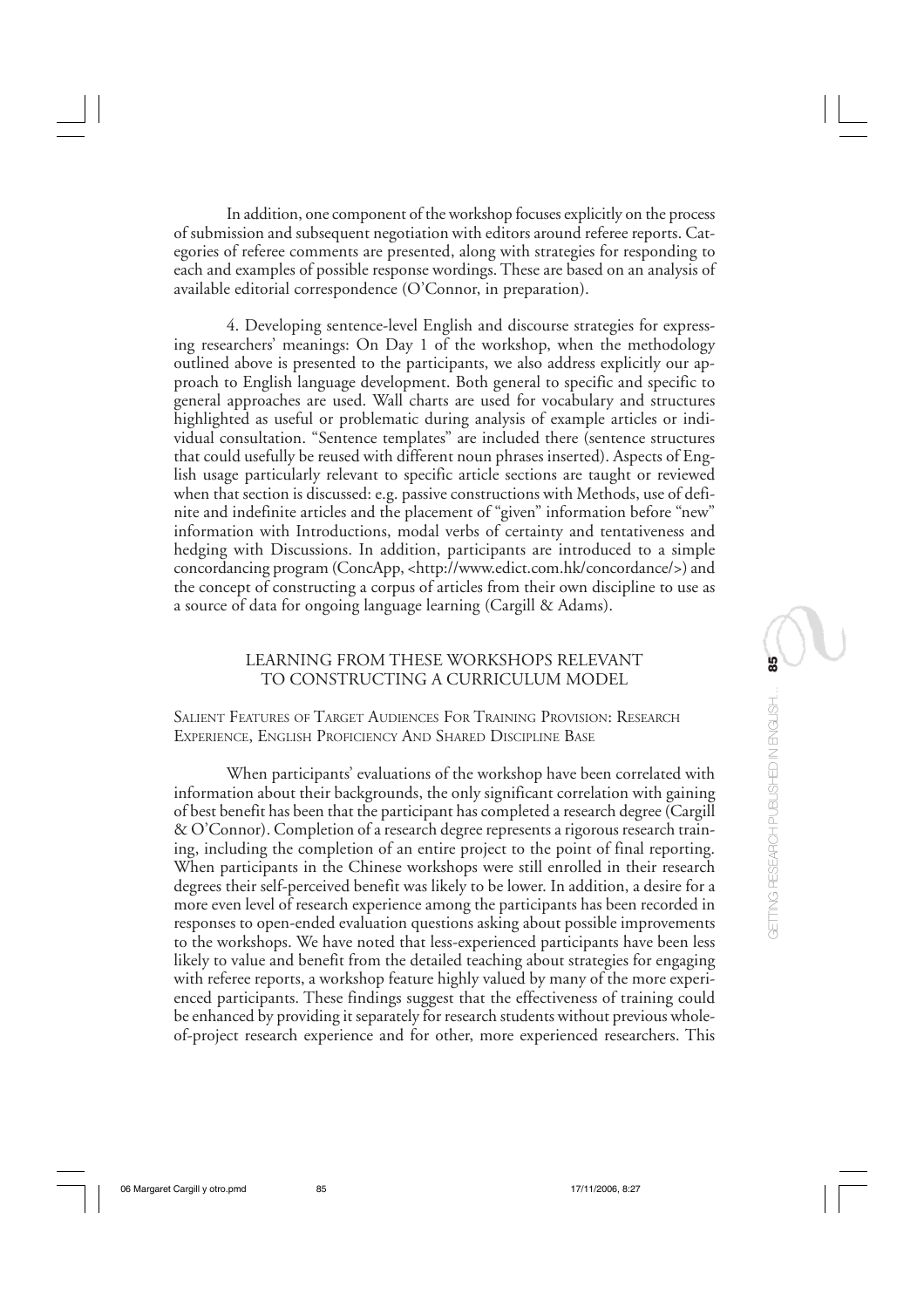In addition, one component of the workshop focuses explicitly on the process of submission and subsequent negotiation with editors around referee reports. Categories of referee comments are presented, along with strategies for responding to each and examples of possible response wordings. These are based on an analysis of available editorial correspondence (O'Connor, in preparation).

4. Developing sentence-level English and discourse strategies for expressing researchers' meanings: On Day 1 of the workshop, when the methodology outlined above is presented to the participants, we also address explicitly our approach to English language development. Both general to specific and specific to general approaches are used. Wall charts are used for vocabulary and structures highlighted as useful or problematic during analysis of example articles or individual consultation. "Sentence templates" are included there (sentence structures that could usefully be reused with different noun phrases inserted). Aspects of English usage particularly relevant to specific article sections are taught or reviewed when that section is discussed: e.g. passive constructions with Methods, use of definite and indefinite articles and the placement of "given" information before "new" information with Introductions, modal verbs of certainty and tentativeness and hedging with Discussions. In addition, participants are introduced to a simple concordancing program (ConcApp, <http://www.edict.com.hk/concordance/>) and the concept of constructing a corpus of articles from their own discipline to use as a source of data for ongoing language learning (Cargill & Adams).

## LEARNING FROM THESE WORKSHOPS RELEVANT TO CONSTRUCTING A CURRICULUM MODEL

### Salient Features of Target Audiences For Training Provision: Research Experience, English Proficiency And Shared Discipline Base

When participants' evaluations of the workshop have been correlated with information about their backgrounds, the only significant correlation with gaining of best benefit has been that the participant has completed a research degree (Cargill & O'Connor). Completion of a research degree represents a rigorous research training, including the completion of an entire project to the point of final reporting. When participants in the Chinese workshops were still enrolled in their research degrees their self-perceived benefit was likely to be lower. In addition, a desire for a more even level of research experience among the participants has been recorded in responses to open-ended evaluation questions asking about possible improvements to the workshops. We have noted that less-experienced participants have been less likely to value and benefit from the detailed teaching about strategies for engaging with referee reports, a workshop feature highly valued by many of the more experienced participants. These findings suggest that the effectiveness of training could be enhanced by providing it separately for research students without previous whole-of-project research experience and for other, more experienced researchers. This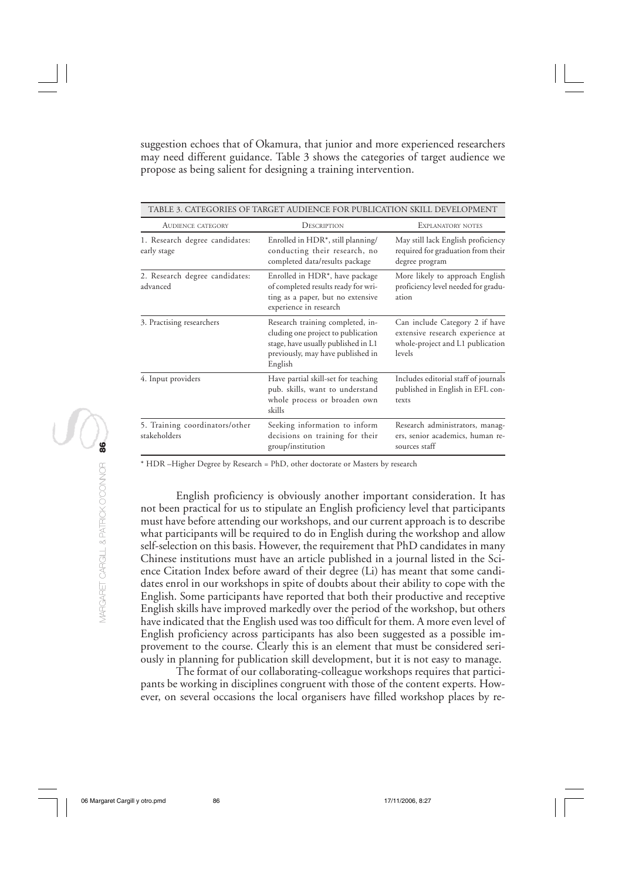suggestion echoes that of Okamura, that junior and more experienced researchers may need different guidance. Table 3 shows the categories of target audience we propose as being salient for designing a training intervention.

TABLE 3. CATEGORIES OF TARGET AUDIENCE FOR PUBLICATION SKILL DEVELOPMENT

| Audience category | Description | Explanatory notes |
| --- | --- | --- |
| 1. Research degree candidates: early stage | Enrolled in HDR*, still planning/ conducting their research, no completed data/results package | May still lack English proficiency required for graduation from their degree program |
| 2. Research degree candidates: advanced | Enrolled in HDR*, have package of completed results ready for writing as a paper, but no extensive experience in research | More likely to approach English proficiency level needed for graduation |
| 3. Practising researchers | Research training completed, including one project to publication stage, have usually published in L1 previously, may have published in English | Can include Category 2 if have extensive research experience at whole-project and L1 publication levels |
| 4. Input providers | Have partial skill-set for teaching pub. skills, want to understand whole process or broaden own skills | Includes editorial staff of journals published in English in EFL contexts |
| 5. Training coordinators/other stakeholders | Seeking information to inform decisions on training for their group/institution | Research administrators, managers, senior academics, human resources staff |

* HDR –Higher Degree by Research = PhD, other doctorate or Masters by research

English proficiency is obviously another important consideration. It has not been practical for us to stipulate an English proficiency level that participants must have before attending our workshops, and our current approach is to describe what participants will be required to do in English during the workshop and allow self-selection on this basis. However, the requirement that PhD candidates in many Chinese institutions must have an article published in a journal listed in the Science Citation Index before award of their degree (Li) has meant that some candidates enrol in our workshops in spite of doubts about their ability to cope with the English. Some participants have reported that both their productive and receptive English skills have improved markedly over the period of the workshop, but others have indicated that the English used was too difficult for them. A more even level of English proficiency across participants has also been suggested as a possible improvement to the course. Clearly this is an element that must be considered seriously in planning for publication skill development, but it is not easy to manage.

The format of our collaborating-colleague workshops requires that participants be working in disciplines congruent with those of the content experts. However, on several occasions the local organisers have filled workshop places by re-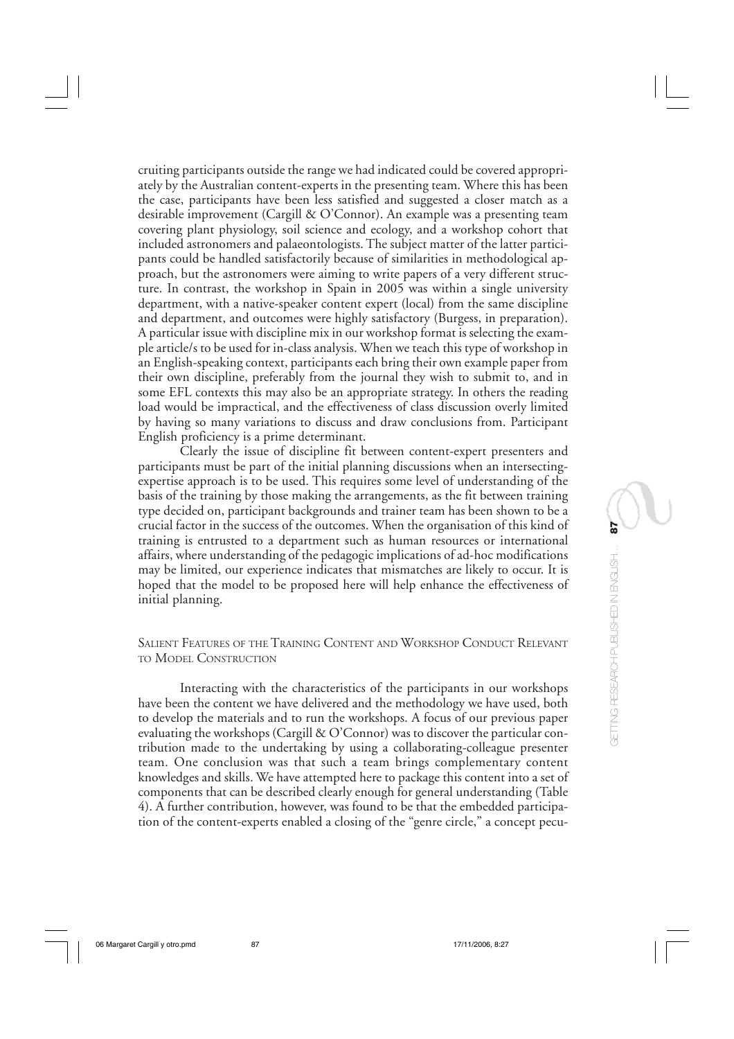cruiting participants outside the range we had indicated could be covered appropriately by the Australian content-experts in the presenting team. Where this has been the case, participants have been less satisfied and suggested a closer match as a desirable improvement (Cargill & O'Connor). An example was a presenting team covering plant physiology, soil science and ecology, and a workshop cohort that included astronomers and palaeontologists. The subject matter of the latter participants could be handled satisfactorily because of similarities in methodological approach, but the astronomers were aiming to write papers of a very different structure. In contrast, the workshop in Spain in 2005 was within a single university department, with a native-speaker content expert (local) from the same discipline and department, and outcomes were highly satisfactory (Burgess, in preparation). A particular issue with discipline mix in our workshop format is selecting the example article/s to be used for in-class analysis. When we teach this type of workshop in an English-speaking context, participants each bring their own example paper from their own discipline, preferably from the journal they wish to submit to, and in some EFL contexts this may also be an appropriate strategy. In others the reading load would be impractical, and the effectiveness of class discussion overly limited by having so many variations to discuss and draw conclusions from. Participant English proficiency is a prime determinant.

Clearly the issue of discipline fit between content-expert presenters and participants must be part of the initial planning discussions when an intersecting-expertise approach is to be used. This requires some level of understanding of the basis of the training by those making the arrangements, as the fit between training type decided on, participant backgrounds and trainer team has been shown to be a crucial factor in the success of the outcomes. When the organisation of this kind of training is entrusted to a department such as human resources or international affairs, where understanding of the pedagogic implications of ad-hoc modifications may be limited, our experience indicates that mismatches are likely to occur. It is hoped that the model to be proposed here will help enhance the effectiveness of initial planning.

## Salient Features of the Training Content and Workshop Conduct Relevant to Model Construction

Interacting with the characteristics of the participants in our workshops have been the content we have delivered and the methodology we have used, both to develop the materials and to run the workshops. A focus of our previous paper evaluating the workshops (Cargill & O'Connor) was to discover the particular contribution made to the undertaking by using a collaborating-colleague presenter team. One conclusion was that such a team brings complementary content knowledges and skills. We have attempted here to package this content into a set of components that can be described clearly enough for general understanding (Table 4). A further contribution, however, was found to be that the embedded participation of the content-experts enabled a closing of the "genre circle," a concept pecu-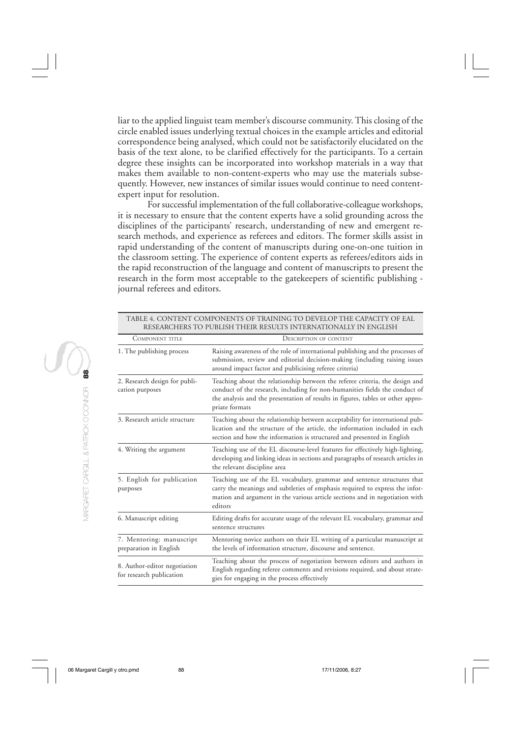liar to the applied linguist team member's discourse community. This closing of the circle enabled issues underlying textual choices in the example articles and editorial correspondence being analysed, which could not be satisfactorily elucidated on the basis of the text alone, to be clarified effectively for the participants. To a certain degree these insights can be incorporated into workshop materials in a way that makes them available to non-content-experts who may use the materials subsequently. However, new instances of similar issues would continue to need content-expert input for resolution.

For successful implementation of the full collaborative-colleague workshops, it is necessary to ensure that the content experts have a solid grounding across the disciplines of the participants' research, understanding of new and emergent research methods, and experience as referees and editors. The former skills assist in rapid understanding of the content of manuscripts during one-on-one tuition in the classroom setting. The experience of content experts as referees/editors aids in the rapid reconstruction of the language and content of manuscripts to present the research in the form most acceptable to the gatekeepers of scientific publishing - journal referees and editors.

TABLE 4. CONTENT COMPONENTS OF TRAINING TO DEVELOP THE CAPACITY OF EAL RESEARCHERS TO PUBLISH THEIR RESULTS INTERNATIONALLY IN ENGLISH

| COMPONENT TITLE | DESCRIPTION OF CONTENT |
|---|---|
| 1. The publishing process | Raising awareness of the role of international publishing and the processes of submission, review and editorial decision-making (including raising issues around impact factor and publicising referee criteria) |
| 2. Research design for publication purposes | Teaching about the relationship between the referee criteria, the design and conduct of the research, including for non-humanities fields the conduct of the analysis and the presentation of results in figures, tables or other appropriate formats |
| 3. Research article structure | Teaching about the relationship between acceptability for international publication and the structure of the article, the information included in each section and how the information is structured and presented in English |
| 4. Writing the argument | Teaching use of the EL discourse-level features for effectively high-lighting, developing and linking ideas in sections and paragraphs of research articles in the relevant discipline area |
| 5. English for publication purposes | Teaching use of the EL vocabulary, grammar and sentence structures that carry the meanings and subtleties of emphasis required to express the information and argument in the various article sections and in negotiation with editors |
| 6. Manuscript editing | Editing drafts for accurate usage of the relevant EL vocabulary, grammar and sentence structures |
| 7. Mentoring: manuscript preparation in English | Mentoring novice authors on their EL writing of a particular manuscript at the levels of information structure, discourse and sentence. |
| 8. Author-editor negotiation for research publication | Teaching about the process of negotiation between editors and authors in English regarding referee comments and revisions required, and about strategies for engaging in the process effectively |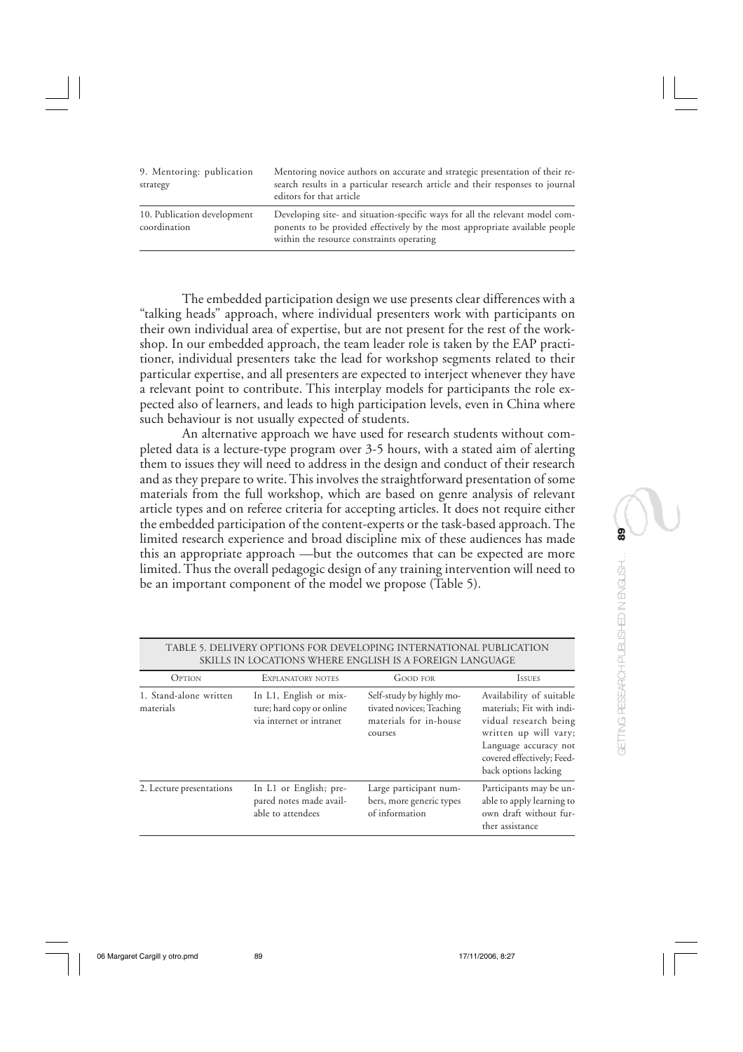| | |
|---|---|
| 9. Mentoring: publication strategy | Mentoring novice authors on accurate and strategic presentation of their research results in a particular research article and their responses to journal editors for that article |
| 10. Publication development coordination | Developing site- and situation-specific ways for all the relevant model components to be provided effectively by the most appropriate available people within the resource constraints operating |

The embedded participation design we use presents clear differences with a "talking heads" approach, where individual presenters work with participants on their own individual area of expertise, but are not present for the rest of the workshop. In our embedded approach, the team leader role is taken by the EAP practitioner, individual presenters take the lead for workshop segments related to their particular expertise, and all presenters are expected to interject whenever they have a relevant point to contribute. This interplay models for participants the role expected also of learners, and leads to high participation levels, even in China where such behaviour is not usually expected of students.

An alternative approach we have used for research students without completed data is a lecture-type program over 3-5 hours, with a stated aim of alerting them to issues they will need to address in the design and conduct of their research and as they prepare to write. This involves the straightforward presentation of some materials from the full workshop, which are based on genre analysis of relevant article types and on referee criteria for accepting articles. It does not require either the embedded participation of the content-experts or the task-based approach. The limited research experience and broad discipline mix of these audiences has made this an appropriate approach —but the outcomes that can be expected are more limited. Thus the overall pedagogic design of any training intervention will need to be an important component of the model we propose (Table 5).

TABLE 5. DELIVERY OPTIONS FOR DEVELOPING INTERNATIONAL PUBLICATION SKILLS IN LOCATIONS WHERE ENGLISH IS A FOREIGN LANGUAGE

| Option | Explanatory notes | Good for | Issues |
|---|---|---|---|
| 1. Stand-alone written materials | In L1, English or mixture; hard copy or online via internet or intranet | Self-study by highly motivated novices; Teaching materials for in-house courses | Availability of suitable materials; Fit with individual research being written up will vary; Language accuracy not covered effectively; Feedback options lacking |
| 2. Lecture presentations | In L1 or English; prepared notes made available to attendees | Large participant numbers, more generic types of information | Participants may be unable to apply learning to own draft without further assistance |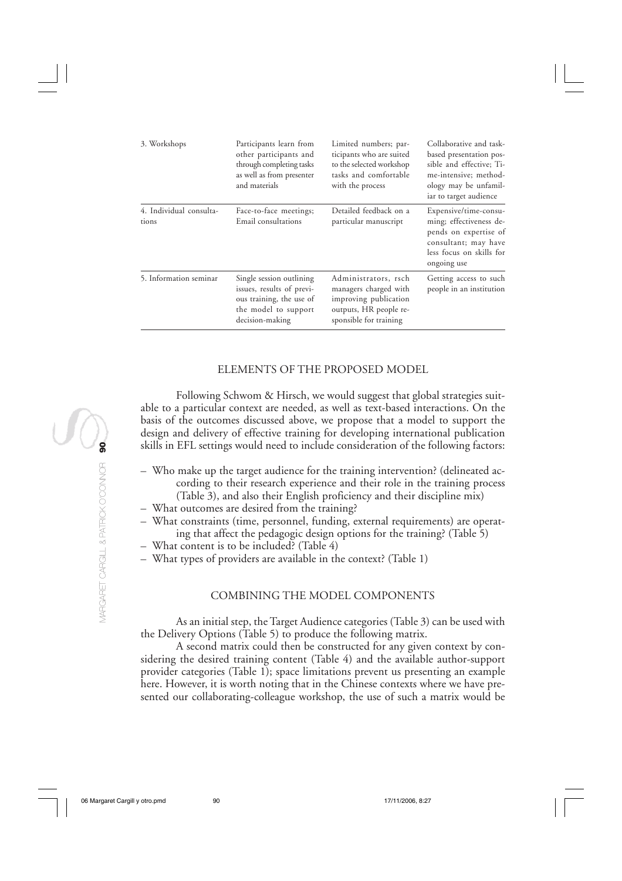| 3. Workshops | Participants learn from other participants and through completing tasks as well as from presenter and materials | Limited numbers; participants who are suited to the selected workshop tasks and comfortable with the process | Collaborative and task-based presentation possible and effective; Time-intensive; methodology may be unfamiliar to target audience |
|---|---|---|---|
| 4. Individual consultations | Face-to-face meetings; Email consultations | Detailed feedback on a particular manuscript | Expensive/time-consuming; effectiveness depends on expertise of consultant; may have less focus on skills for ongoing use |
| 5. Information seminar | Single session outlining issues, results of previous training, the use of the model to support decision-making | Administrators, rsch managers charged with improving publication outputs, HR people responsible for training | Getting access to such people in an institution |

## ELEMENTS OF THE PROPOSED MODEL

Following Schwom & Hirsch, we would suggest that global strategies suitable to a particular context are needed, as well as text-based interactions. On the basis of the outcomes discussed above, we propose that a model to support the design and delivery of effective training for developing international publication skills in EFL settings would need to include consideration of the following factors:

- Who make up the target audience for the training intervention? (delineated according to their research experience and their role in the training process (Table 3), and also their English proficiency and their discipline mix)
- What outcomes are desired from the training?
- What constraints (time, personnel, funding, external requirements) are operating that affect the pedagogic design options for the training? (Table 5)
- What content is to be included? (Table 4)
- What types of providers are available in the context? (Table 1)

## COMBINING THE MODEL COMPONENTS

As an initial step, the Target Audience categories (Table 3) can be used with the Delivery Options (Table 5) to produce the following matrix.

A second matrix could then be constructed for any given context by considering the desired training content (Table 4) and the available author-support provider categories (Table 1); space limitations prevent us presenting an example here. However, it is worth noting that in the Chinese contexts where we have presented our collaborating-colleague workshop, the use of such a matrix would be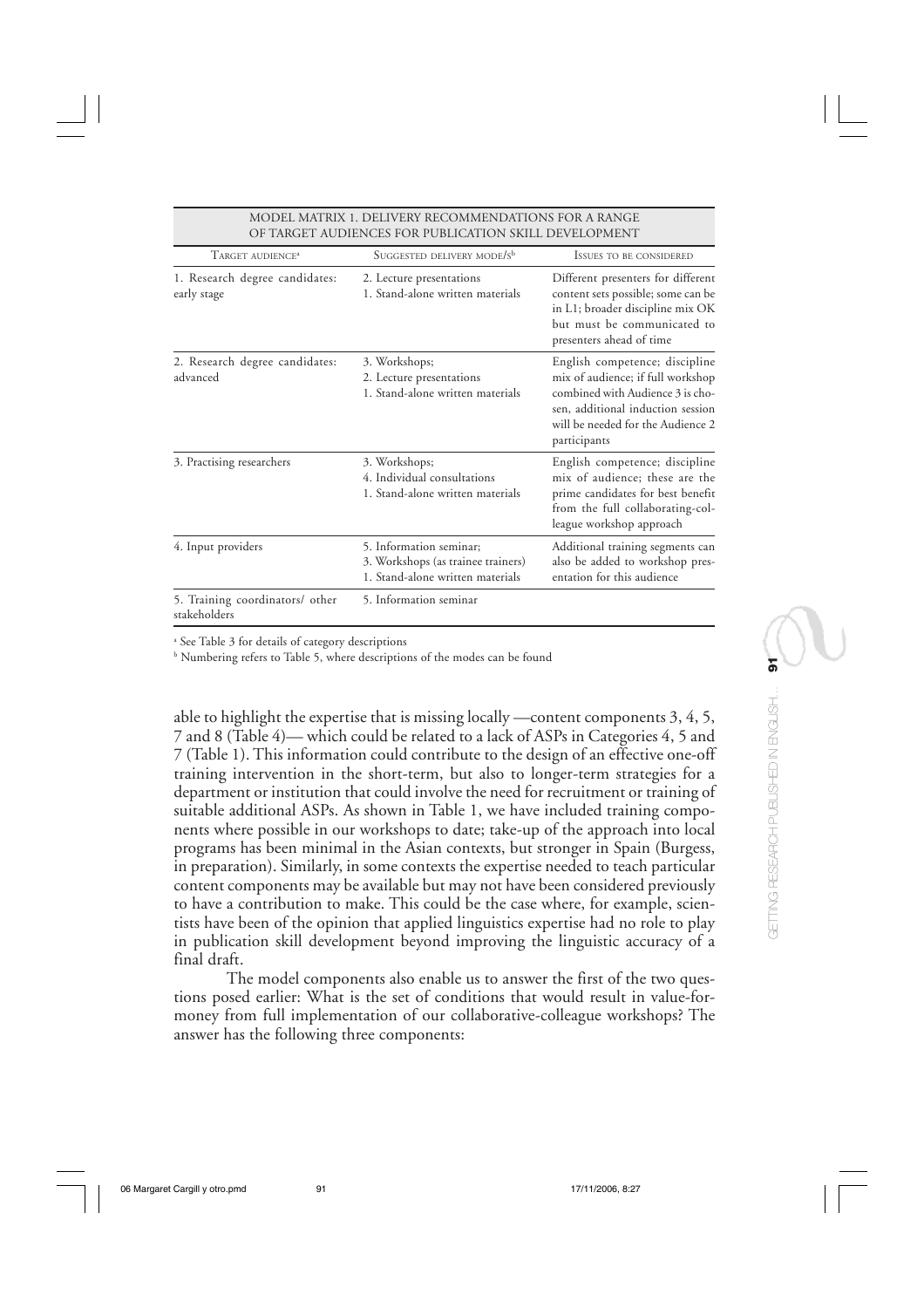MODEL MATRIX 1. DELIVERY RECOMMENDATIONS FOR A RANGE OF TARGET AUDIENCES FOR PUBLICATION SKILL DEVELOPMENT

| TARGET AUDIENCE[a] | SUGGESTED DELIVERY MODE/S[b] | ISSUES TO BE CONSIDERED |
|---|---|---|
| 1. Research degree candidates: early stage | 2. Lecture presentations<br>1. Stand-alone written materials | Different presenters for different content sets possible; some can be in L1; broader discipline mix OK but must be communicated to presenters ahead of time |
| 2. Research degree candidates: advanced | 3. Workshops;<br>2. Lecture presentations<br>1. Stand-alone written materials | English competence; discipline mix of audience; if full workshop combined with Audience 3 is chosen, additional induction session will be needed for the Audience 2 participants |
| 3. Practising researchers | 3. Workshops;<br>4. Individual consultations<br>1. Stand-alone written materials | English competence; discipline mix of audience; these are the prime candidates for best benefit from the full collaborating-colleague workshop approach |
| 4. Input providers | 5. Information seminar;<br>3. Workshops (as trainee trainers)<br>1. Stand-alone written materials | Additional training segments can also be added to workshop presentation for this audience |
| 5. Training coordinators/ other stakeholders | 5. Information seminar | |

[a] See Table 3 for details of category descriptions

[b] Numbering refers to Table 5, where descriptions of the modes can be found

able to highlight the expertise that is missing locally —content components 3, 4, 5, 7 and 8 (Table 4)— which could be related to a lack of ASPs in Categories 4, 5 and 7 (Table 1). This information could contribute to the design of an effective one-off training intervention in the short-term, but also to longer-term strategies for a department or institution that could involve the need for recruitment or training of suitable additional ASPs. As shown in Table 1, we have included training components where possible in our workshops to date; take-up of the approach into local programs has been minimal in the Asian contexts, but stronger in Spain (Burgess, in preparation). Similarly, in some contexts the expertise needed to teach particular content components may be available but may not have been considered previously to have a contribution to make. This could be the case where, for example, scientists have been of the opinion that applied linguistics expertise had no role to play in publication skill development beyond improving the linguistic accuracy of a final draft.

The model components also enable us to answer the first of the two questions posed earlier: What is the set of conditions that would result in value-for-money from full implementation of our collaborative-colleague workshops? The answer has the following three components: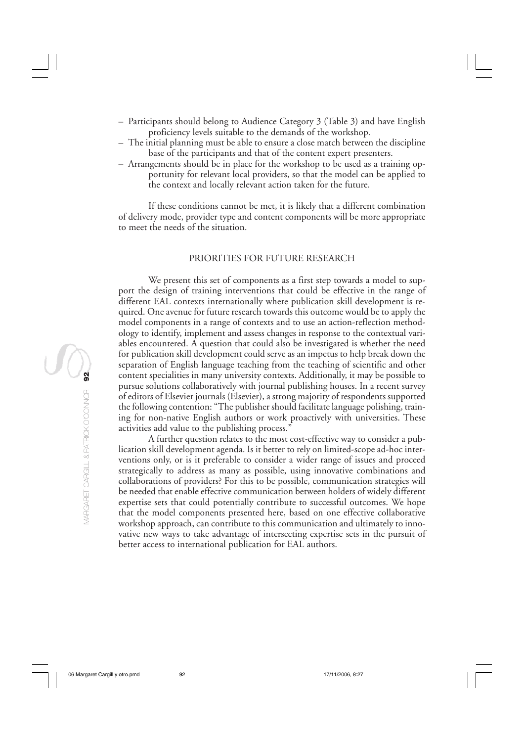– Participants should belong to Audience Category 3 (Table 3) and have English proficiency levels suitable to the demands of the workshop.
– The initial planning must be able to ensure a close match between the discipline base of the participants and that of the content expert presenters.
– Arrangements should be in place for the workshop to be used as a training opportunity for relevant local providers, so that the model can be applied to the context and locally relevant action taken for the future.

If these conditions cannot be met, it is likely that a different combination of delivery mode, provider type and content components will be more appropriate to meet the needs of the situation.

## PRIORITIES FOR FUTURE RESEARCH

We present this set of components as a first step towards a model to support the design of training interventions that could be effective in the range of different EAL contexts internationally where publication skill development is required. One avenue for future research towards this outcome would be to apply the model components in a range of contexts and to use an action-reflection methodology to identify, implement and assess changes in response to the contextual variables encountered. A question that could also be investigated is whether the need for publication skill development could serve as an impetus to help break down the separation of English language teaching from the teaching of scientific and other content specialities in many university contexts. Additionally, it may be possible to pursue solutions collaboratively with journal publishing houses. In a recent survey of editors of Elsevier journals (Elsevier), a strong majority of respondents supported the following contention: "The publisher should facilitate language polishing, training for non-native English authors or work proactively with universities. These activities add value to the publishing process."

A further question relates to the most cost-effective way to consider a publication skill development agenda. Is it better to rely on limited-scope ad-hoc interventions only, or is it preferable to consider a wider range of issues and proceed strategically to address as many as possible, using innovative combinations and collaborations of providers? For this to be possible, communication strategies will be needed that enable effective communication between holders of widely different expertise sets that could potentially contribute to successful outcomes. We hope that the model components presented here, based on one effective collaborative workshop approach, can contribute to this communication and ultimately to innovative new ways to take advantage of intersecting expertise sets in the pursuit of better access to international publication for EAL authors.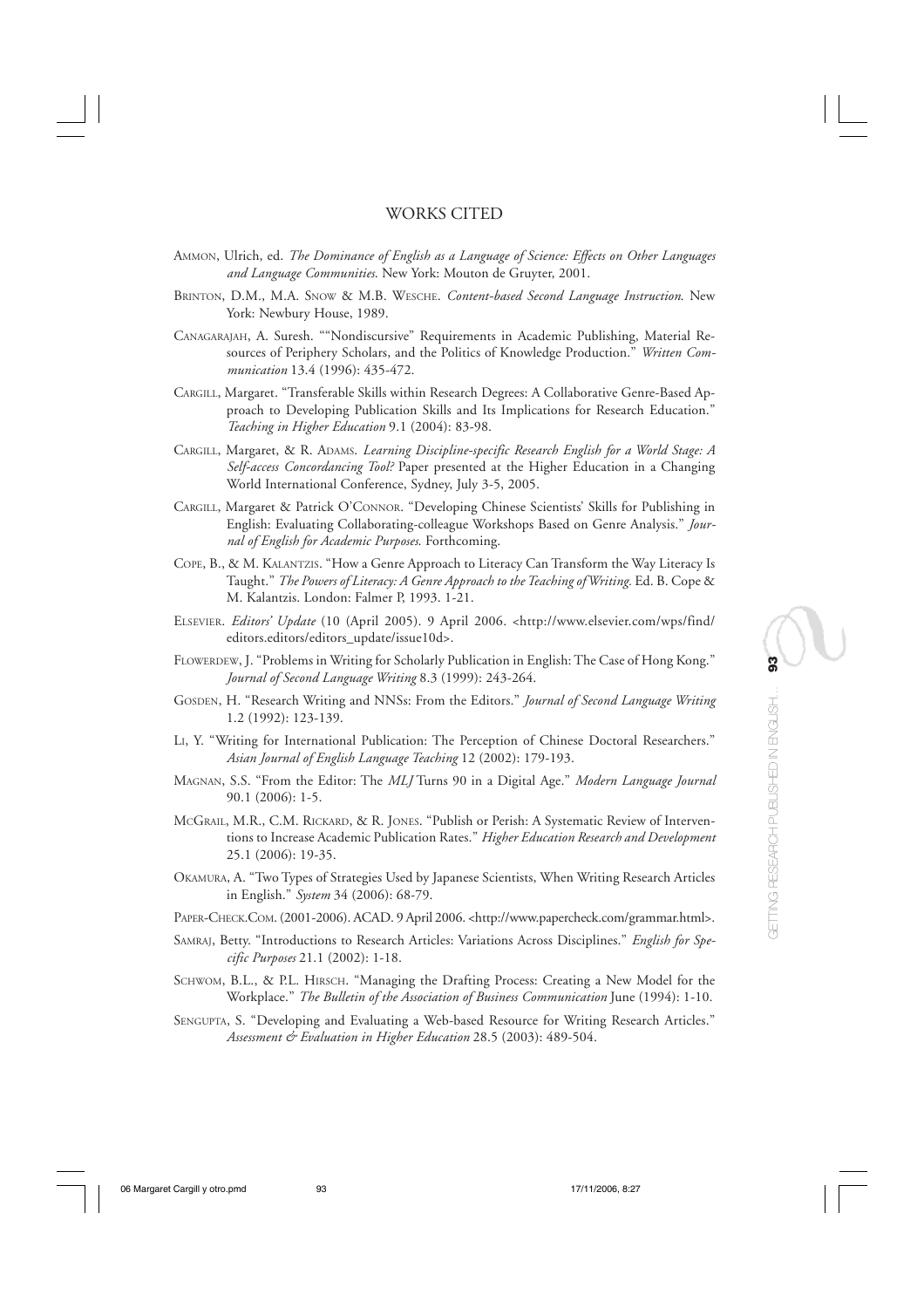## WORKS CITED

AMMON, Ulrich, ed. *The Dominance of English as a Language of Science: Effects on Other Languages and Language Communities*. New York: Mouton de Gruyter, 2001.

BRINTON, D.M., M.A. SNOW & M.B. WESCHE. *Content-based Second Language Instruction.* New York: Newbury House, 1989.

CANAGARAJAH, A. Suresh. ""Nondiscursive" Requirements in Academic Publishing, Material Resources of Periphery Scholars, and the Politics of Knowledge Production." *Written Communication* 13.4 (1996): 435-472.

CARGILL, Margaret. "Transferable Skills within Research Degrees: A Collaborative Genre-Based Approach to Developing Publication Skills and Its Implications for Research Education." *Teaching in Higher Education* 9.1 (2004): 83-98.

CARGILL, Margaret, & R. ADAMS. *Learning Discipline-specific Research English for a World Stage: A Self-access Concordancing Tool?* Paper presented at the Higher Education in a Changing World International Conference, Sydney, July 3-5, 2005.

CARGILL, Margaret & Patrick O'CONNOR. "Developing Chinese Scientists' Skills for Publishing in English: Evaluating Collaborating-colleague Workshops Based on Genre Analysis." *Journal of English for Academic Purposes.* Forthcoming.

COPE, B., & M. KALANTZIS. "How a Genre Approach to Literacy Can Transform the Way Literacy Is Taught." *The Powers of Literacy: A Genre Approach to the Teaching of Writing.* Ed. B. Cope & M. Kalantzis. London: Falmer P, 1993. 1-21.

ELSEVIER. *Editors' Update* (10 (April 2005). 9 April 2006. <http://www.elsevier.com/wps/find/editors.editors/editors_update/issue10d>.

FLOWERDEW, J. "Problems in Writing for Scholarly Publication in English: The Case of Hong Kong." *Journal of Second Language Writing* 8.3 (1999): 243-264.

GOSDEN, H. "Research Writing and NNSs: From the Editors." *Journal of Second Language Writing* 1.2 (1992): 123-139.

LI, Y. "Writing for International Publication: The Perception of Chinese Doctoral Researchers." *Asian Journal of English Language Teaching* 12 (2002): 179-193.

MAGNAN, S.S. "From the Editor: The *MLJ* Turns 90 in a Digital Age." *Modern Language Journal* 90.1 (2006): 1-5.

MCGRAIL, M.R., C.M. RICKARD, & R. JONES. "Publish or Perish: A Systematic Review of Interventions to Increase Academic Publication Rates." *Higher Education Research and Development* 25.1 (2006): 19-35.

OKAMURA, A. "Two Types of Strategies Used by Japanese Scientists, When Writing Research Articles in English." *System* 34 (2006): 68-79.

PAPER-CHECK.COM. (2001-2006). ACAD. 9 April 2006. <http://www.papercheck.com/grammar.html>.

SAMRAJ, Betty. "Introductions to Research Articles: Variations Across Disciplines." *English for Specific Purposes* 21.1 (2002): 1-18.

SCHWOM, B.L., & P.L. HIRSCH. "Managing the Drafting Process: Creating a New Model for the Workplace." *The Bulletin of the Association of Business Communication* June (1994): 1-10.

SENGUPTA, S. "Developing and Evaluating a Web-based Resource for Writing Research Articles." *Assessment & Evaluation in Higher Education* 28.5 (2003): 489-504.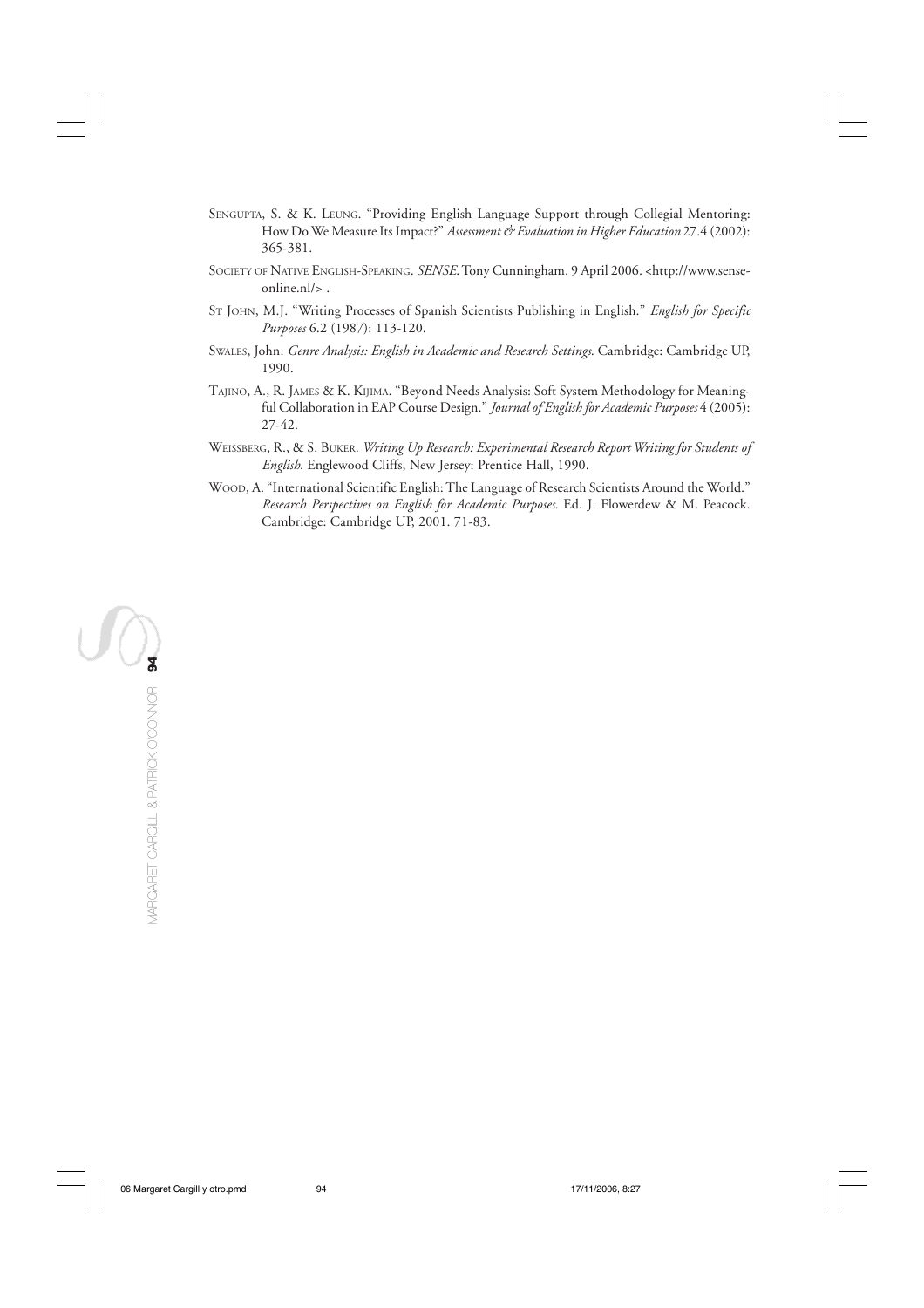SENGUPTA, S. & K. LEUNG. "Providing English Language Support through Collegial Mentoring: How Do We Measure Its Impact?" *Assessment & Evaluation in Higher Education* 27.4 (2002): 365-381.

SOCIETY OF NATIVE ENGLISH-SPEAKING. *SENSE*. Tony Cunningham. 9 April 2006. <http://www.sense-online.nl/> .

ST JOHN, M.J. "Writing Processes of Spanish Scientists Publishing in English." *English for Specific Purposes* 6.2 (1987): 113-120.

SWALES, John. *Genre Analysis: English in Academic and Research Settings*. Cambridge: Cambridge UP, 1990.

TAJINO, A., R. JAMES & K. KIJIMA. "Beyond Needs Analysis: Soft System Methodology for Meaningful Collaboration in EAP Course Design." *Journal of English for Academic Purposes* 4 (2005): 27-42.

WEISSBERG, R., & S. BUKER. *Writing Up Research: Experimental Research Report Writing for Students of English*. Englewood Cliffs, New Jersey: Prentice Hall, 1990.

WOOD, A. "International Scientific English: The Language of Research Scientists Around the World." *Research Perspectives on English for Academic Purposes*. Ed. J. Flowerdew & M. Peacock. Cambridge: Cambridge UP, 2001. 71-83.